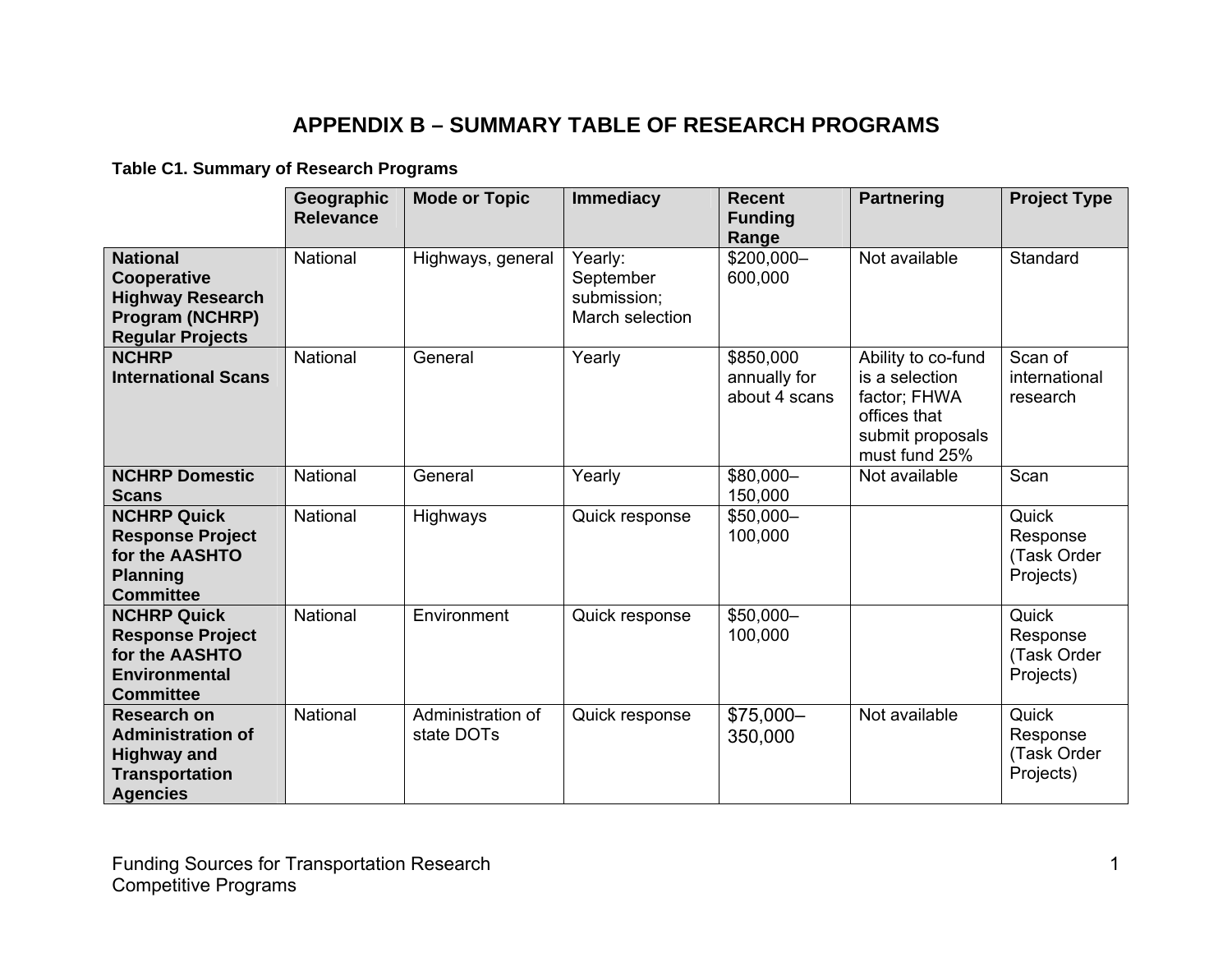# APPENDIX B – SUMMARY TABLE OF RESEARCH PROGRAMS

**Table C1. Summary of Research Programs**

| | Geographic Relevance | Mode or Topic | Immediacy | Recent Funding Range | Partnering | Project Type |
|---|---|---|---|---|---|---|
| **National Cooperative Highway Research Program (NCHRP) Regular Projects** | National | Highways, general | Yearly: September submission; March selection | $200,000–600,000 | Not available | Standard |
| **NCHRP International Scans** | National | General | Yearly | $850,000 annually for about 4 scans | Ability to co-fund is a selection factor; FHWA offices that submit proposals must fund 25% | Scan of international research |
| **NCHRP Domestic Scans** | National | General | Yearly | $80,000–150,000 | Not available | Scan |
| **NCHRP Quick Response Project for the AASHTO Planning Committee** | National | Highways | Quick response | $50,000–100,000 | | Quick Response (Task Order Projects) |
| **NCHRP Quick Response Project for the AASHTO Environmental Committee** | National | Environment | Quick response | $50,000–100,000 | | Quick Response (Task Order Projects) |
| **Research on Administration of Highway and Transportation Agencies** | National | Administration of state DOTs | Quick response | $75,000–350,000 | Not available | Quick Response (Task Order Projects) |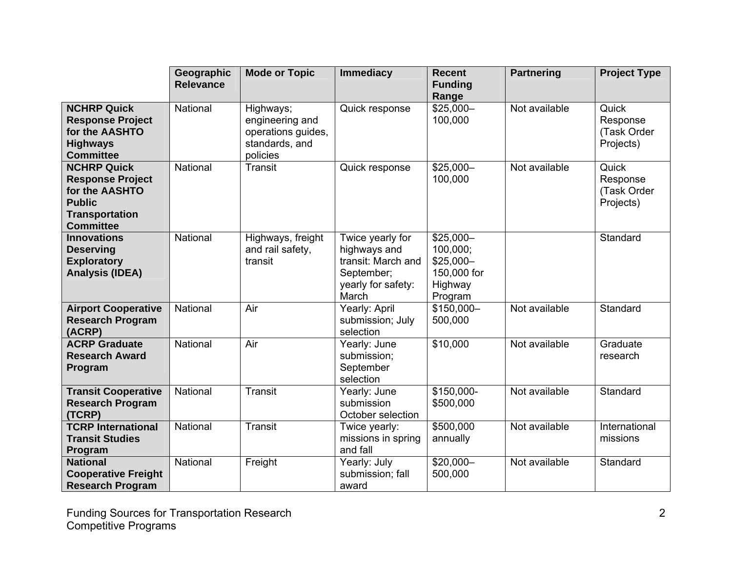| | Geographic Relevance | Mode or Topic | Immediacy | Recent Funding Range | Partnering | Project Type |
|---|---|---|---|---|---|---|
| **NCHRP Quick Response Project for the AASHTO Highways Committee** | National | Highways; engineering and operations guides, standards, and policies | Quick response | $25,000–100,000 | Not available | Quick Response (Task Order Projects) |
| **NCHRP Quick Response Project for the AASHTO Public Transportation Committee** | National | Transit | Quick response | $25,000–100,000 | Not available | Quick Response (Task Order Projects) |
| **Innovations Deserving Exploratory Analysis (IDEA)** | National | Highways, freight and rail safety, transit | Twice yearly for highways and transit: March and September; yearly for safety: March | $25,000–100,000; $25,000–150,000 for Highway Program | | Standard |
| **Airport Cooperative Research Program (ACRP)** | National | Air | Yearly: April submission; July selection | $150,000–500,000 | Not available | Standard |
| **ACRP Graduate Research Award Program** | National | Air | Yearly: June submission; September selection | $10,000 | Not available | Graduate research |
| **Transit Cooperative Research Program (TCRP)** | National | Transit | Yearly: June submission October selection | $150,000-$500,000 | Not available | Standard |
| **TCRP International Transit Studies Program** | National | Transit | Twice yearly: missions in spring and fall | $500,000 annually | Not available | International missions |
| **National Cooperative Freight Research Program** | National | Freight | Yearly: July submission; fall award | $20,000–500,000 | Not available | Standard |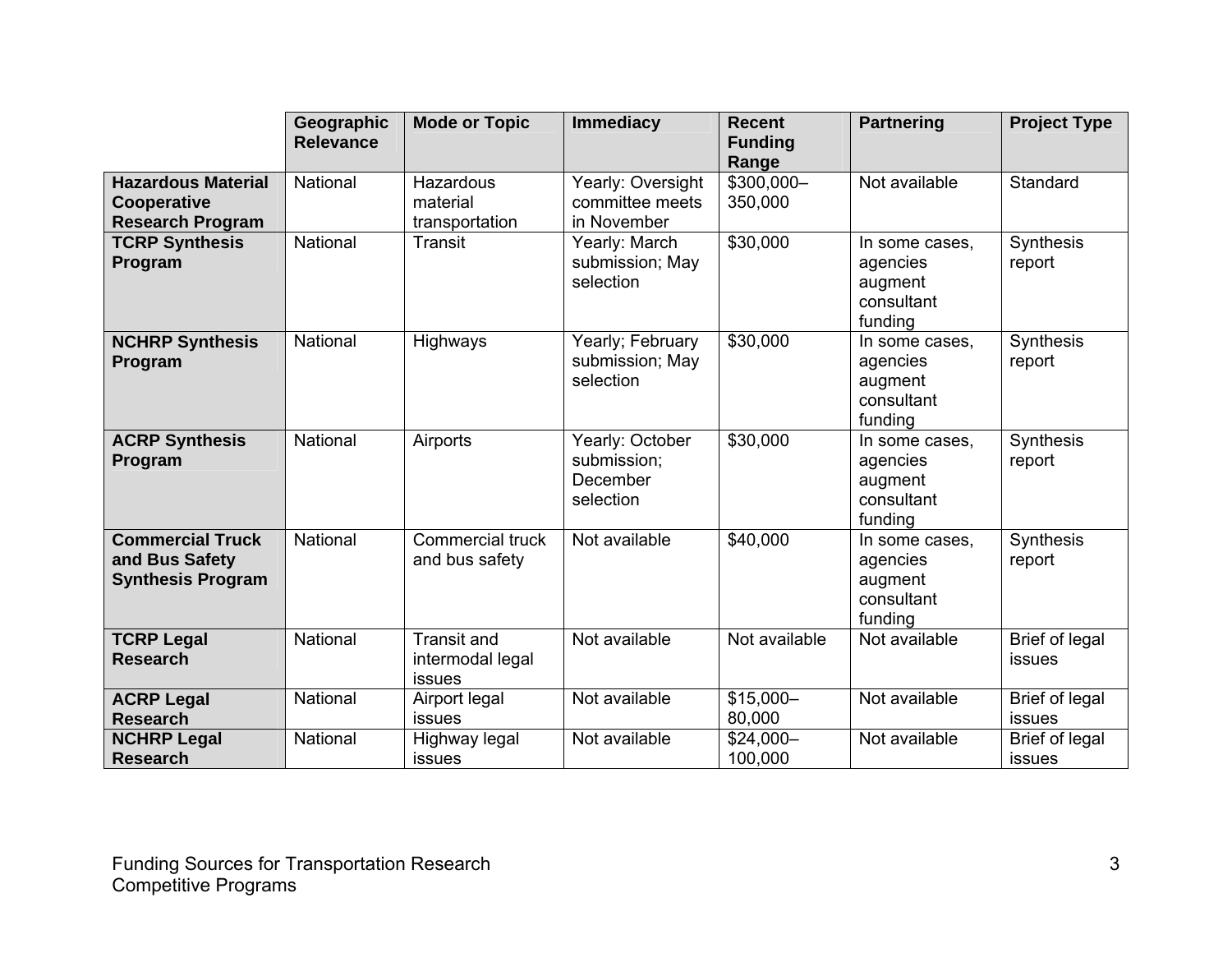| | Geographic Relevance | Mode or Topic | Immediacy | Recent Funding Range | Partnering | Project Type |
|---|---|---|---|---|---|---|
| **Hazardous Material Cooperative Research Program** | National | Hazardous material transportation | Yearly: Oversight committee meets in November | $300,000–350,000 | Not available | Standard |
| **TCRP Synthesis Program** | National | Transit | Yearly: March submission; May selection | $30,000 | In some cases, agencies augment consultant funding | Synthesis report |
| **NCHRP Synthesis Program** | National | Highways | Yearly; February submission; May selection | $30,000 | In some cases, agencies augment consultant funding | Synthesis report |
| **ACRP Synthesis Program** | National | Airports | Yearly: October submission; December selection | $30,000 | In some cases, agencies augment consultant funding | Synthesis report |
| **Commercial Truck and Bus Safety Synthesis Program** | National | Commercial truck and bus safety | Not available | $40,000 | In some cases, agencies augment consultant funding | Synthesis report |
| **TCRP Legal Research** | National | Transit and intermodal legal issues | Not available | Not available | Not available | Brief of legal issues |
| **ACRP Legal Research** | National | Airport legal issues | Not available | $15,000–80,000 | Not available | Brief of legal issues |
| **NCHRP Legal Research** | National | Highway legal issues | Not available | $24,000–100,000 | Not available | Brief of legal issues |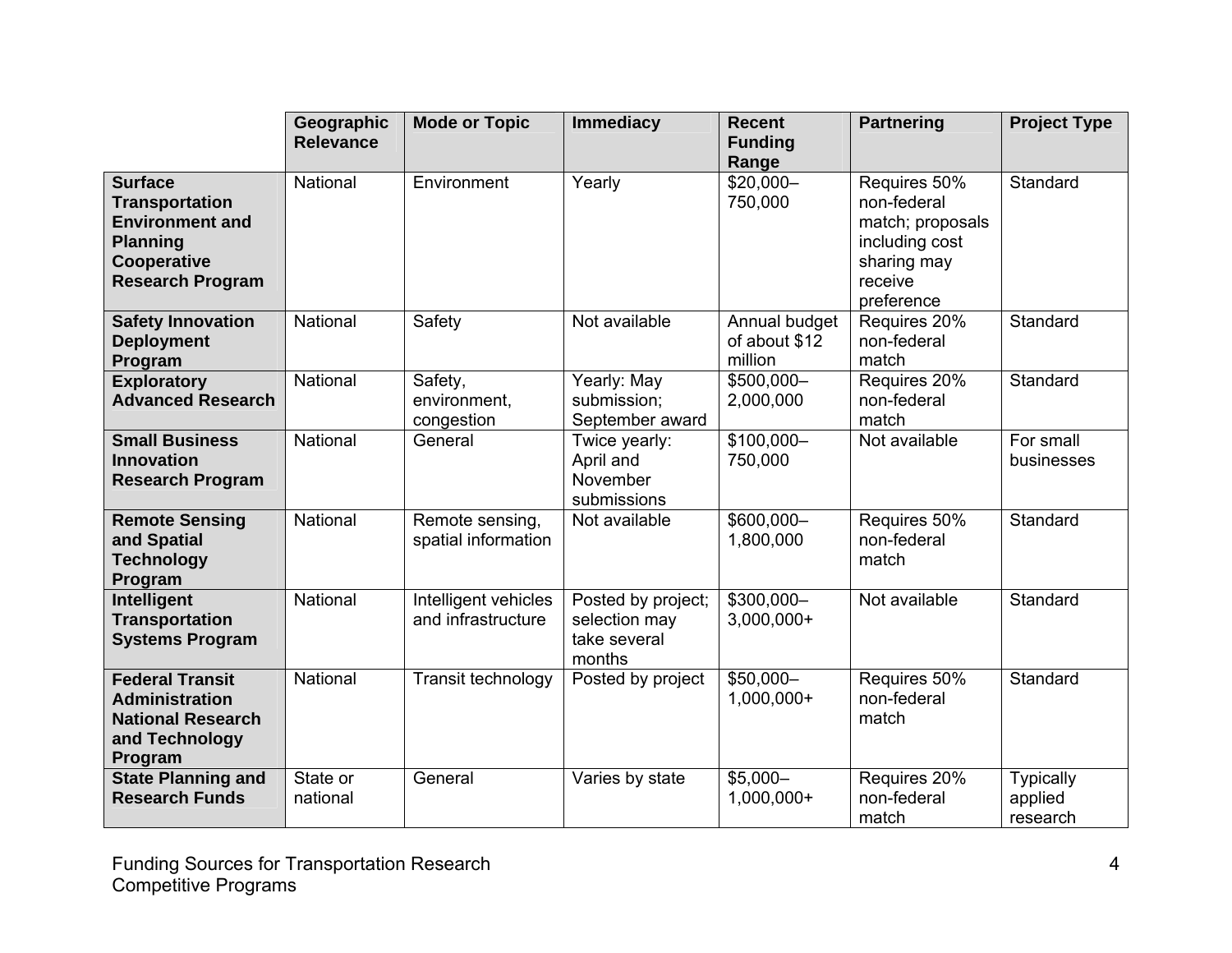| | Geographic Relevance | Mode or Topic | Immediacy | Recent Funding Range | Partnering | Project Type |
|---|---|---|---|---|---|---|
| **Surface Transportation Environment and Planning Cooperative Research Program** | National | Environment | Yearly | $20,000–750,000 | Requires 50% non-federal match; proposals including cost sharing may receive preference | Standard |
| **Safety Innovation Deployment Program** | National | Safety | Not available | Annual budget of about $12 million | Requires 20% non-federal match | Standard |
| **Exploratory Advanced Research** | National | Safety, environment, congestion | Yearly: May submission; September award | $500,000–2,000,000 | Requires 20% non-federal match | Standard |
| **Small Business Innovation Research Program** | National | General | Twice yearly: April and November submissions | $100,000–750,000 | Not available | For small businesses |
| **Remote Sensing and Spatial Technology Program** | National | Remote sensing, spatial information | Not available | $600,000–1,800,000 | Requires 50% non-federal match | Standard |
| **Intelligent Transportation Systems Program** | National | Intelligent vehicles and infrastructure | Posted by project; selection may take several months | $300,000–3,000,000+ | Not available | Standard |
| **Federal Transit Administration National Research and Technology Program** | National | Transit technology | Posted by project | $50,000–1,000,000+ | Requires 50% non-federal match | Standard |
| **State Planning and Research Funds** | State or national | General | Varies by state | $5,000–1,000,000+ | Requires 20% non-federal match | Typically applied research |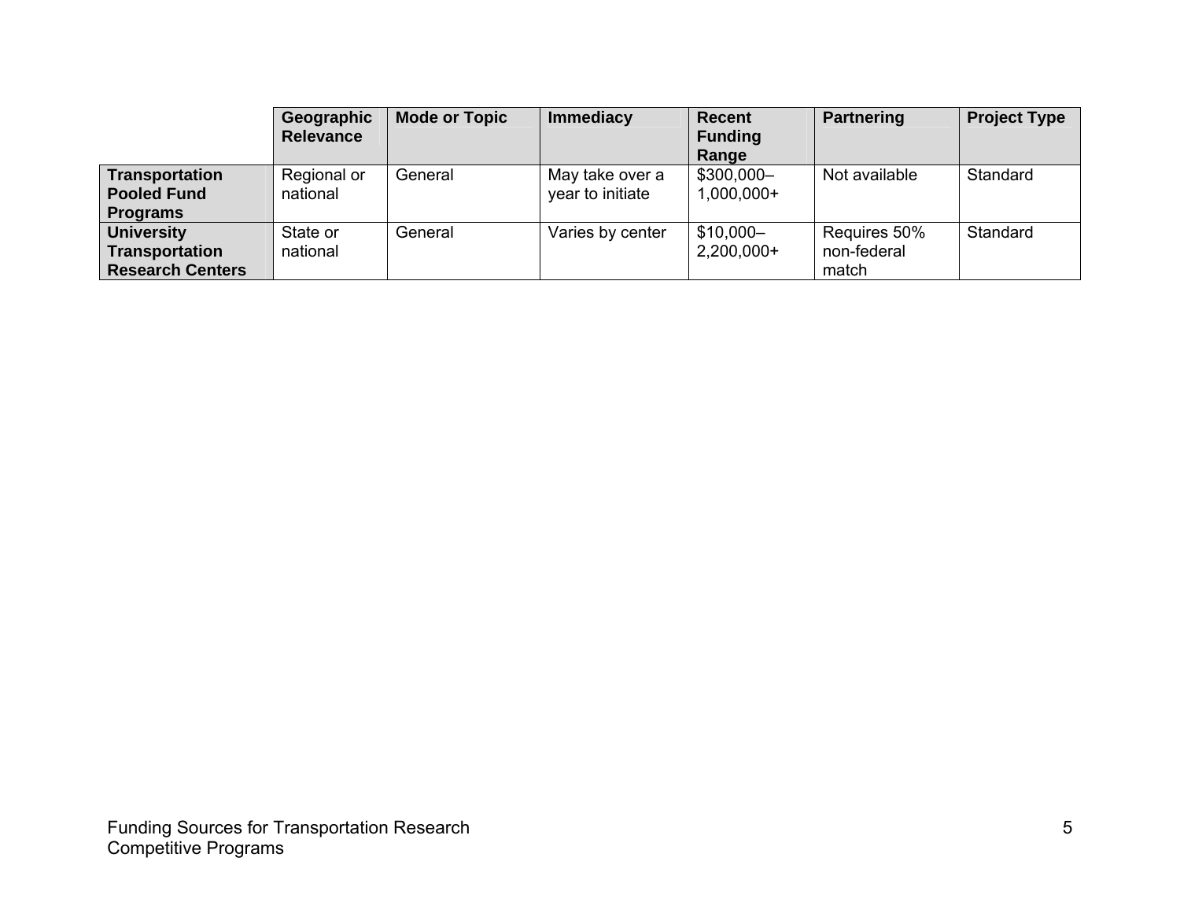| | Geographic Relevance | Mode or Topic | Immediacy | Recent Funding Range | Partnering | Project Type |
|---|---|---|---|---|---|---|
| **Transportation Pooled Fund Programs** | Regional or national | General | May take over a year to initiate | $300,000–1,000,000+ | Not available | Standard |
| **University Transportation Research Centers** | State or national | General | Varies by center | $10,000–2,200,000+ | Requires 50% non-federal match | Standard |